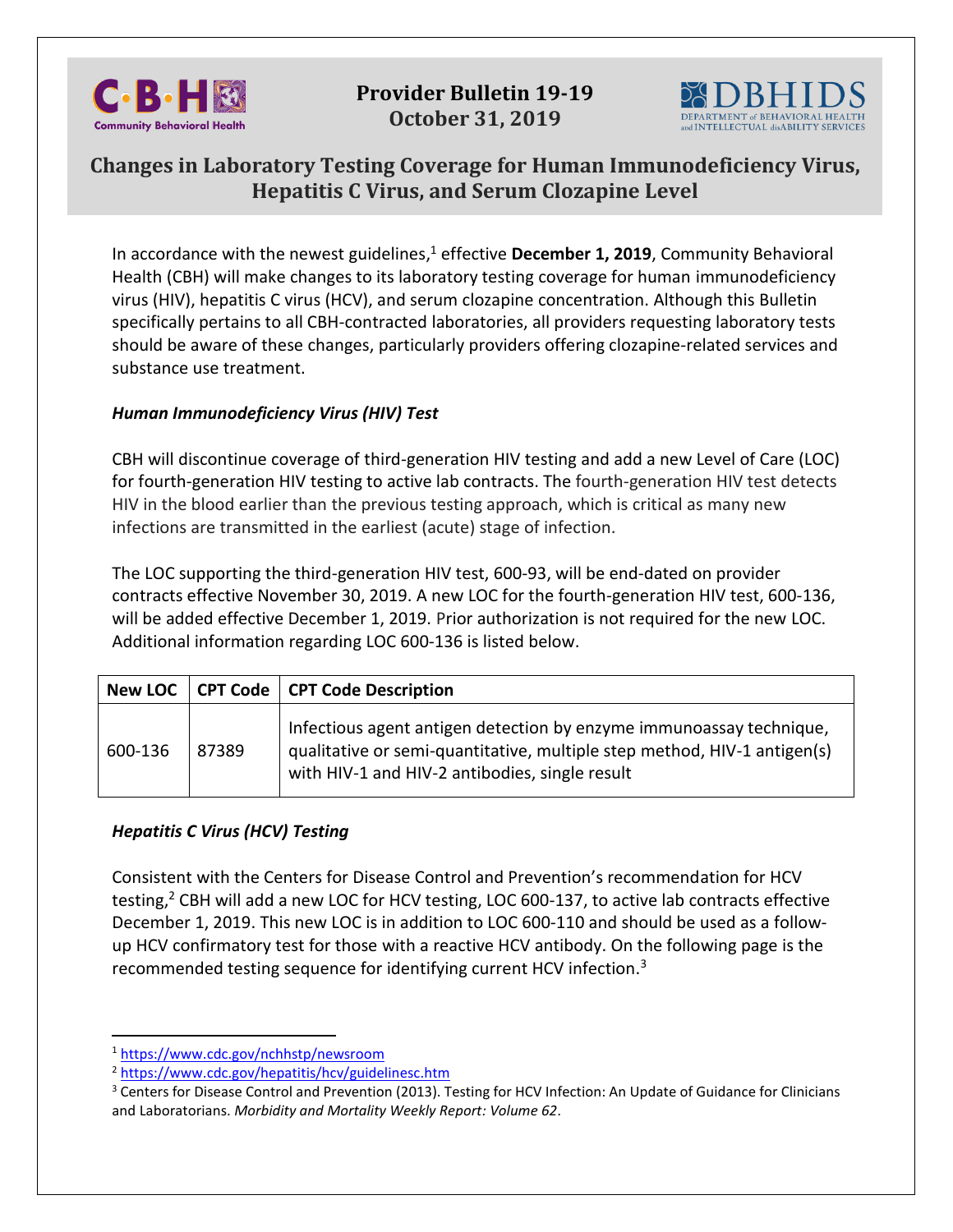# Provider Bulletin 19-19
**October 31, 2019**

## Changes in Laboratory Testing Coverage for Human Immunodeficiency Virus, Hepatitis C Virus, and Serum Clozapine Level

In accordance with the newest guidelines,[1] effective **December 1, 2019**, Community Behavioral Health (CBH) will make changes to its laboratory testing coverage for human immunodeficiency virus (HIV), hepatitis C virus (HCV), and serum clozapine concentration. Although this Bulletin specifically pertains to all CBH-contracted laboratories, all providers requesting laboratory tests should be aware of these changes, particularly providers offering clozapine-related services and substance use treatment.

### *Human Immunodeficiency Virus (HIV) Test*

CBH will discontinue coverage of third-generation HIV testing and add a new Level of Care (LOC) for fourth-generation HIV testing to active lab contracts. The fourth-generation HIV test detects HIV in the blood earlier than the previous testing approach, which is critical as many new infections are transmitted in the earliest (acute) stage of infection.

The LOC supporting the third-generation HIV test, 600-93, will be end-dated on provider contracts effective November 30, 2019. A new LOC for the fourth-generation HIV test, 600-136, will be added effective December 1, 2019. Prior authorization is not required for the new LOC. Additional information regarding LOC 600-136 is listed below.

| New LOC | CPT Code | CPT Code Description |
|---|---|---|
| 600-136 | 87389 | Infectious agent antigen detection by enzyme immunoassay technique, qualitative or semi-quantitative, multiple step method, HIV-1 antigen(s) with HIV-1 and HIV-2 antibodies, single result |

### *Hepatitis C Virus (HCV) Testing*

Consistent with the Centers for Disease Control and Prevention's recommendation for HCV testing,[2] CBH will add a new LOC for HCV testing, LOC 600-137, to active lab contracts effective December 1, 2019. This new LOC is in addition to LOC 600-110 and should be used as a follow-up HCV confirmatory test for those with a reactive HCV antibody. On the following page is the recommended testing sequence for identifying current HCV infection.[3]

---

[1] https://www.cdc.gov/nchhstp/newsroom

[2] https://www.cdc.gov/hepatitis/hcv/guidelinesc.htm

[3] Centers for Disease Control and Prevention (2013). Testing for HCV Infection: An Update of Guidance for Clinicians and Laboratorians. *Morbidity and Mortality Weekly Report: Volume 62*.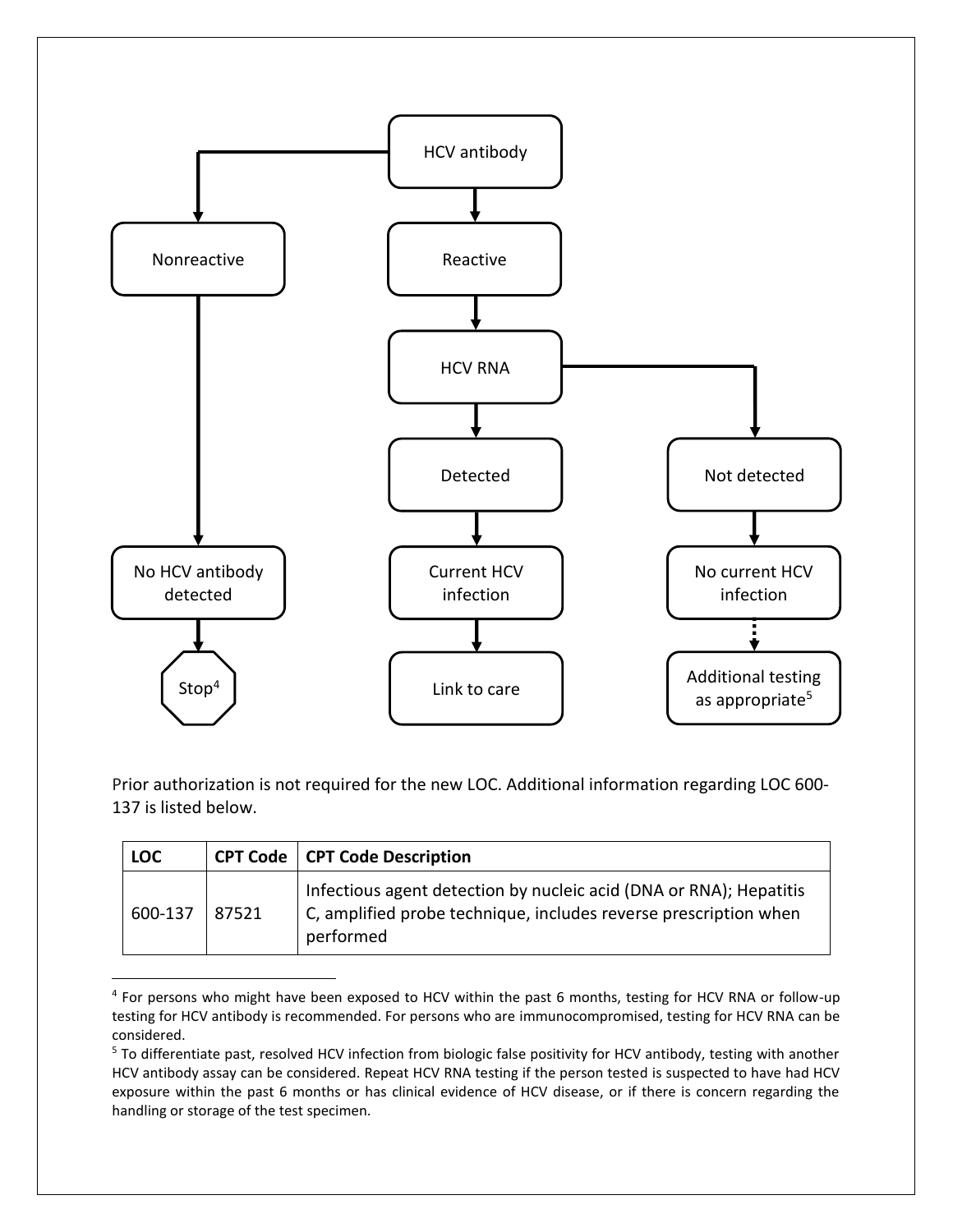HCV antibody

Nonreactive

Reactive

HCV RNA

Detected

Not detected

No HCV antibody detected

Current HCV infection

No current HCV infection

Stop[4]

Link to care

Additional testing as appropriate[5]

Prior authorization is not required for the new LOC. Additional information regarding LOC 600-137 is listed below.

| LOC | CPT Code | CPT Code Description |
|---|---|---|
| 600-137 | 87521 | Infectious agent detection by nucleic acid (DNA or RNA); Hepatitis C, amplified probe technique, includes reverse prescription when performed |

[4] For persons who might have been exposed to HCV within the past 6 months, testing for HCV RNA or follow-up testing for HCV antibody is recommended. For persons who are immunocompromised, testing for HCV RNA can be considered.

[5] To differentiate past, resolved HCV infection from biologic false positivity for HCV antibody, testing with another HCV antibody assay can be considered. Repeat HCV RNA testing if the person tested is suspected to have had HCV exposure within the past 6 months or has clinical evidence of HCV disease, or if there is concern regarding the handling or storage of the test specimen.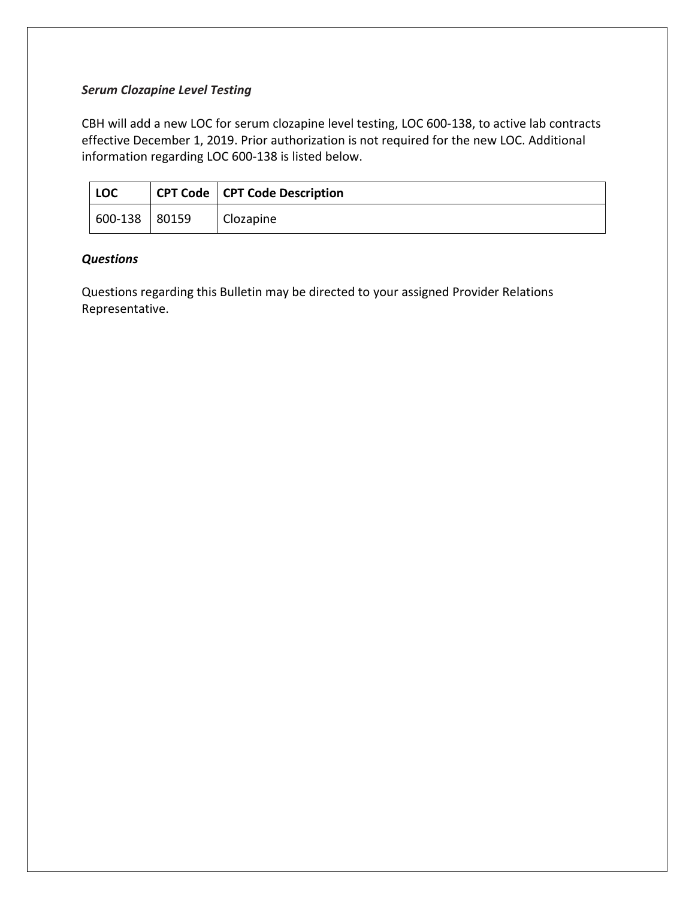***Serum Clozapine Level Testing***

CBH will add a new LOC for serum clozapine level testing, LOC 600-138, to active lab contracts effective December 1, 2019. Prior authorization is not required for the new LOC. Additional information regarding LOC 600-138 is listed below.

| LOC | CPT Code | CPT Code Description |
|---|---|---|
| 600-138 | 80159 | Clozapine |

***Questions***

Questions regarding this Bulletin may be directed to your assigned Provider Relations Representative.